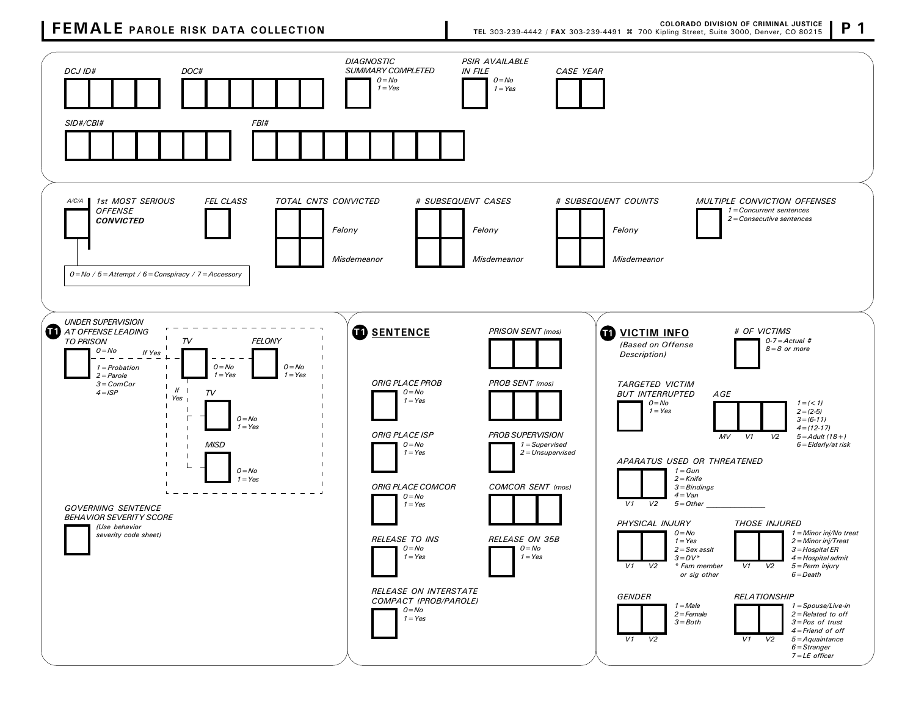# FEMALE PAROLE RISK DATA COLLECTION

COLORADO DIVISION OF CRIMINAL JUSTICE
TEL 303-239-4442 / FAX 303-239-4491 ⌘ 700 Kipling Street, Suite 3000, Denver, CO 80215

*DCJ ID#*

*DOC#*

*DIAGNOSTIC SUMMARY COMPLETED*
*0 = No*
*1 = Yes*

*PSIR AVAILABLE IN FILE*
*0 = No*
*1 = Yes*

*CASE YEAR*

*SID#/CBI#*

*FBI#*

---

*A/C/A*

*1st MOST SERIOUS OFFENSE* ***CONVICTED***

*0 = No / 5 = Attempt / 6 = Conspiracy / 7 = Accessory*

*FEL CLASS*

*TOTAL CNTS CONVICTED*
*Felony*
*Misdemeanor*

*# SUBSEQUENT CASES*
*Felony*
*Misdemeanor*

*# SUBSEQUENT COUNTS*
*Felony*
*Misdemeanor*

*MULTIPLE CONVICTION OFFENSES*
*1 = Concurrent sentences*
*2 = Consecutive sentences*

---

**T1**

*UNDER SUPERVISION AT OFFENSE LEADING TO PRISON*
*0 = No*
*1 = Probation*
*2 = Parole*
*3 = ComCor*
*4 = ISP*

*If Yes*

*TV*
*0 = No*
*1 = Yes*

*FELONY*
*0 = No*
*1 = Yes*

*If Yes*

*TV*
*0 = No*
*1 = Yes*

*MISD*
*0 = No*
*1 = Yes*

*GOVERNING SENTENCE BEHAVIOR SEVERITY SCORE*
*(Use behavior severity code sheet)*

---

**T1** **SENTENCE**

*PRISON SENT (mos)*

*ORIG PLACE PROB*
*0 = No*
*1 = Yes*

*PROB SENT (mos)*

*ORIG PLACE ISP*
*0 = No*
*1 = Yes*

*PROB SUPERVISION*
*1 = Supervised*
*2 = Unsupervised*

*ORIG PLACE COMCOR*
*0 = No*
*1 = Yes*

*COMCOR SENT (mos)*

*RELEASE TO INS*
*0 = No*
*1 = Yes*

*RELEASE ON 35B*
*0 = No*
*1 = Yes*

*RELEASE ON INTERSTATE COMPACT (PROB/PAROLE)*
*0 = No*
*1 = Yes*

---

**T1** **VICTIM INFO**
*(Based on Offense Description)*

*# OF VICTIMS*
*0-7 = Actual #*
*8 = 8 or more*

*TARGETED VICTIM BUT INTERRUPTED*
*0 = No*
*1 = Yes*

*AGE* (*MV* / *V1* / *V2*)
*1 = (< 1)*
*2 = (2-5)*
*3 = (6-11)*
*4 = (12-17)*
*5 = Adult (18 +)*
*6 = Elderly/at risk*

*APARATUS USED OR THREATENED* (*V1* / *V2*)
*1 = Gun*
*2 = Knife*
*3 = Bindings*
*4 = Van*
*5 = Other ______________*

*PHYSICAL INJURY* (*V1* / *V2*)
*0 = No*
*1 = Yes*
*2 = Sex asslt*
*3 = DV\**
*\* Fam member or sig other*

*THOSE INJURED* (*V1* / *V2*)
*1 = Minor inj/No treat*
*2 = Minor inj/Treat*
*3 = Hospital ER*
*4 = Hospital admit*
*5 = Perm injury*
*6 = Death*

*GENDER* (*V1* / *V2*)
*1 = Male*
*2 = Female*
*3 = Both*

*RELATIONSHIP* (*V1* / *V2*)
*1 = Spouse/Live-in*
*2 = Related to off*
*3 = Pos of trust*
*4 = Friend of off*
*5 = Aquaintance*
*6 = Stranger*
*7 = LE officer*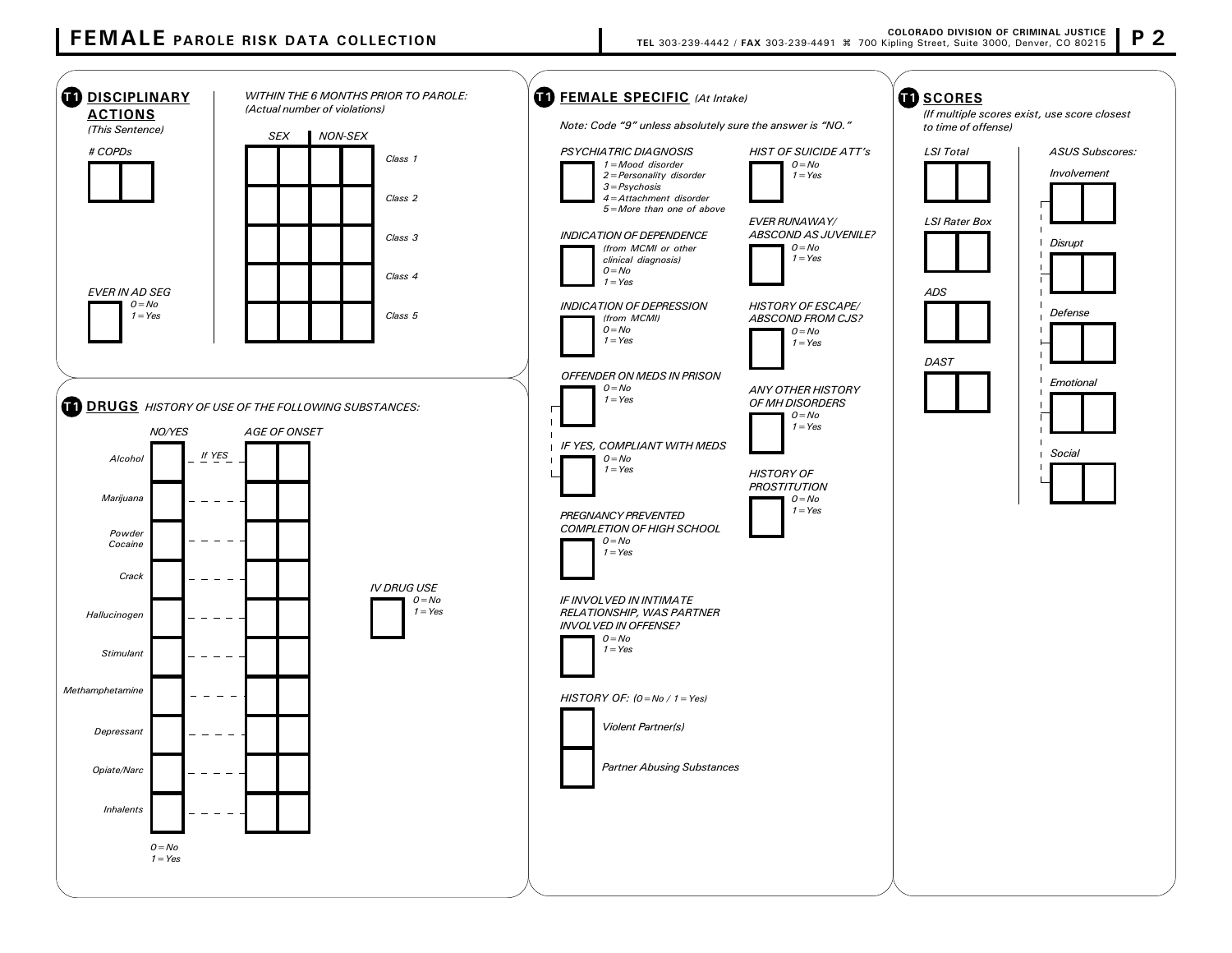# FEMALE PAROLE RISK DATA COLLECTION

COLORADO DIVISION OF CRIMINAL JUSTICE
TEL 303-239-4442 / FAX 303-239-4491 ⌘ 700 Kipling Street, Suite 3000, Denver, CO 80215

## T1 DISCIPLINARY ACTIONS

*(This Sentence)*

*# COPDs*

*EVER IN AD SEG*
*0 = No*
*1 = Yes*

*WITHIN THE 6 MONTHS PRIOR TO PAROLE:*
*(Actual number of violations)*

| | SEX | NON-SEX |
|---|---|---|
| Class 1 | | |
| Class 2 | | |
| Class 3 | | |
| Class 4 | | |
| Class 5 | | |

## T1 DRUGS *HISTORY OF USE OF THE FOLLOWING SUBSTANCES:*

| | NO/YES | AGE OF ONSET (If YES) |
|---|---|---|
| Alcohol | | |
| Marijuana | | |
| Powder Cocaine | | |
| Crack | | |
| Hallucinogen | | |
| Stimulant | | |
| Methamphetamine | | |
| Depressant | | |
| Opiate/Narc | | |
| Inhalents | | |

*0 = No*
*1 = Yes*

*IV DRUG USE*
*0 = No*
*1 = Yes*

## T1 FEMALE SPECIFIC *(At Intake)*

*Note: Code "9" unless absolutely sure the answer is "NO."*

*PSYCHIATRIC DIAGNOSIS*
*1 = Mood disorder*
*2 = Personality disorder*
*3 = Psychosis*
*4 = Attachment disorder*
*5 = More than one of above*

*INDICATION OF DEPENDENCE (from MCMI or other clinical diagnosis)*
*0 = No*
*1 = Yes*

*INDICATION OF DEPRESSION (from MCMI)*
*0 = No*
*1 = Yes*

*OFFENDER ON MEDS IN PRISON*
*0 = No*
*1 = Yes*

*IF YES, COMPLIANT WITH MEDS*
*0 = No*
*1 = Yes*

*PREGNANCY PREVENTED COMPLETION OF HIGH SCHOOL*
*0 = No*
*1 = Yes*

*IF INVOLVED IN INTIMATE RELATIONSHIP, WAS PARTNER INVOLVED IN OFFENSE?*
*0 = No*
*1 = Yes*

*HISTORY OF: (0 = No / 1 = Yes)*

*Violent Partner(s)*

*Partner Abusing Substances*

*HIST OF SUICIDE ATT'S*
*0 = No*
*1 = Yes*

*EVER RUNAWAY/ ABSCOND AS JUVENILE?*
*0 = No*
*1 = Yes*

*HISTORY OF ESCAPE/ ABSCOND FROM CJS?*
*0 = No*
*1 = Yes*

*ANY OTHER HISTORY OF MH DISORDERS*
*0 = No*
*1 = Yes*

*HISTORY OF PROSTITUTION*
*0 = No*
*1 = Yes*

## T1 SCORES

*(If multiple scores exist, use score closest to time of offense)*

*LSI Total*

*LSI Rater Box*

*ADS*

*DAST*

*ASUS Subscores:*

*Involvement*

*Disrupt*

*Defense*

*Emotional*

*Social*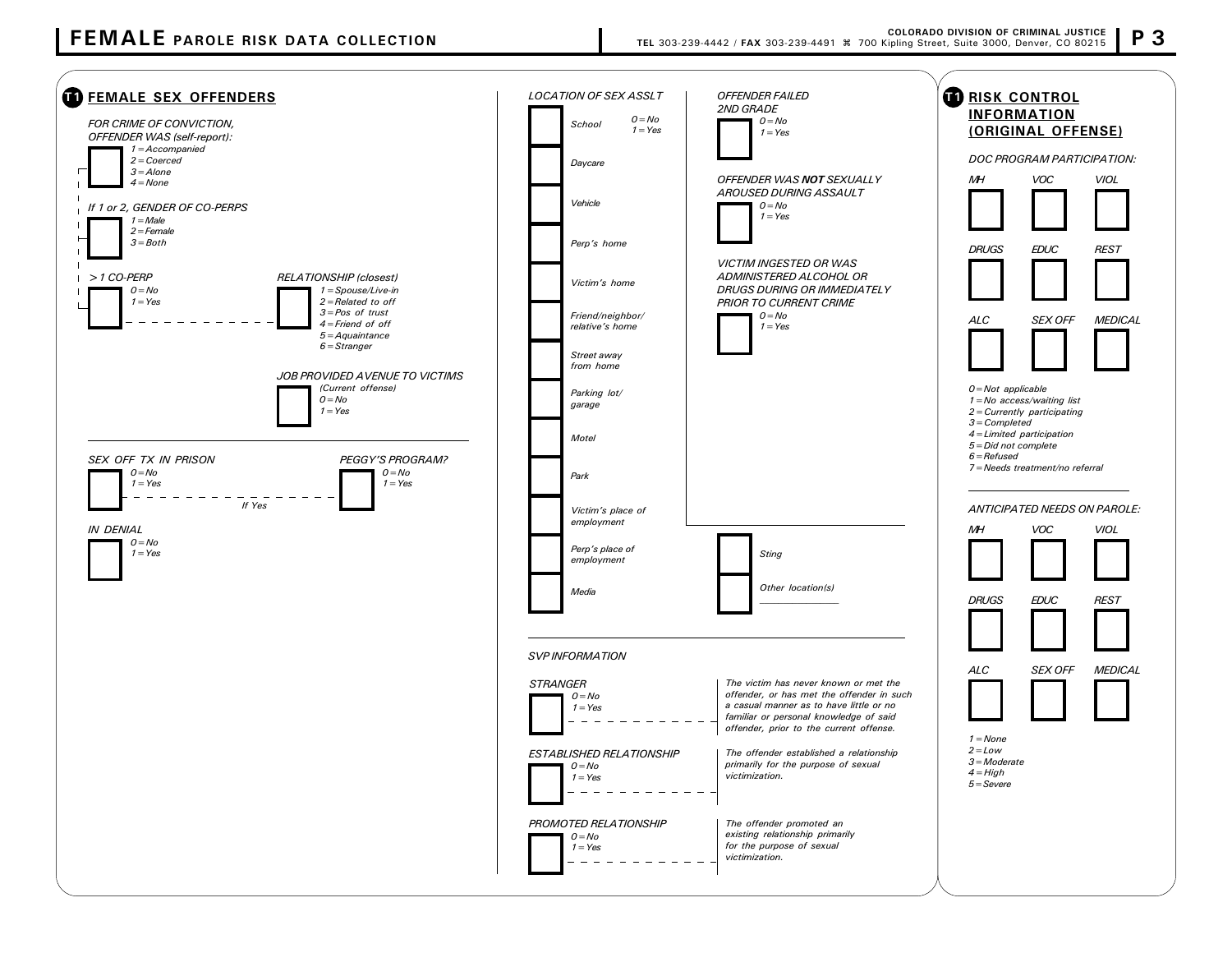# FEMALE PAROLE RISK DATA COLLECTION

COLORADO DIVISION OF CRIMINAL JUSTICE
TEL 303-239-4442 / FAX 303-239-4491 ⌘ 700 Kipling Street, Suite 3000, Denver, CO 80215

## T1 FEMALE SEX OFFENDERS

*FOR CRIME OF CONVICTION, OFFENDER WAS (self-report):*
☐ 1 = Accompanied
2 = Coerced
3 = Alone
4 = None

*If 1 or 2, GENDER OF CO-PERPS*
☐ 1 = Male
2 = Female
3 = Both

*> 1 CO-PERP*
☐ 0 = No
1 = Yes

*RELATIONSHIP (closest)*
☐ 1 = Spouse/Live-in
2 = Related to off
3 = Pos of trust
4 = Friend of off
5 = Aquaintance
6 = Stranger

*JOB PROVIDED AVENUE TO VICTIMS*
*(Current offense)*
☐ 0 = No
1 = Yes

*SEX OFF TX IN PRISON*
☐ 0 = No
1 = Yes

*PEGGY'S PROGRAM?* (If Yes)
☐ 0 = No
1 = Yes

*IN DENIAL*
☐ 0 = No
1 = Yes

*LOCATION OF SEX ASSLT* (0 = No, 1 = Yes)

- ☐ School
- ☐ Daycare
- ☐ Vehicle
- ☐ Perp's home
- ☐ Victim's home
- ☐ Friend/neighbor/relative's home
- ☐ Street away from home
- ☐ Parking lot/garage
- ☐ Motel
- ☐ Park
- ☐ Victim's place of employment
- ☐ Perp's place of employment
- ☐ Media
- ☐ Sting
- ☐ Other location(s) ________

*OFFENDER FAILED 2ND GRADE*
☐ 0 = No
1 = Yes

*OFFENDER WAS **NOT** SEXUALLY AROUSED DURING ASSAULT*
☐ 0 = No
1 = Yes

*VICTIM INGESTED OR WAS ADMINISTERED ALCOHOL OR DRUGS DURING OR IMMEDIATELY PRIOR TO CURRENT CRIME*
☐ 0 = No
1 = Yes

*SVP INFORMATION*

*STRANGER*
☐ 0 = No
1 = Yes
*The victim has never known or met the offender, or has met the offender in such a casual manner as to have little or no familiar or personal knowledge of said offender, prior to the current offense.*

*ESTABLISHED RELATIONSHIP*
☐ 0 = No
1 = Yes
*The offender established a relationship primarily for the purpose of sexual victimization.*

*PROMOTED RELATIONSHIP*
☐ 0 = No
1 = Yes
*The offender promoted an existing relationship primarily for the purpose of sexual victimization.*

## T1 RISK CONTROL INFORMATION (ORIGINAL OFFENSE)

*DOC PROGRAM PARTICIPATION:*

| MH | VOC | VIOL |
|---|---|---|
| ☐ | ☐ | ☐ |
| **DRUGS** | **EDUC** | **REST** |
| ☐ | ☐ | ☐ |
| **ALC** | **SEX OFF** | **MEDICAL** |
| ☐ | ☐ | ☐ |

0 = Not applicable
1 = No access/waiting list
2 = Currently participating
3 = Completed
4 = Limited participation
5 = Did not complete
6 = Refused
7 = Needs treatment/no referral

*ANTICIPATED NEEDS ON PAROLE:*

| MH | VOC | VIOL |
|---|---|---|
| ☐ | ☐ | ☐ |
| **DRUGS** | **EDUC** | **REST** |
| ☐ | ☐ | ☐ |
| **ALC** | **SEX OFF** | **MEDICAL** |
| ☐ | ☐ | ☐ |

1 = None
2 = Low
3 = Moderate
4 = High
5 = Severe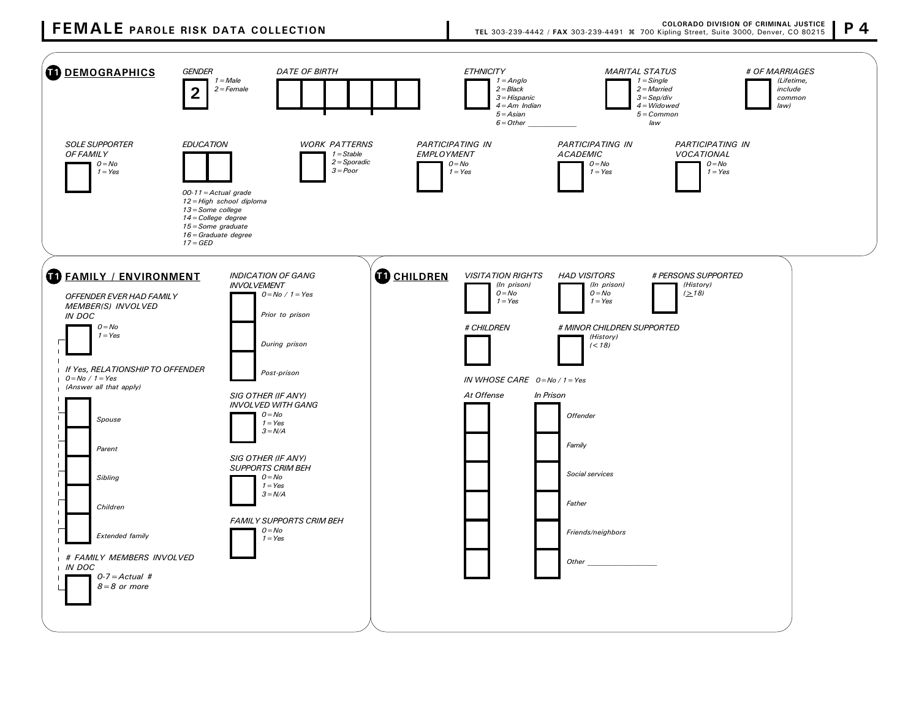# FEMALE PAROLE RISK DATA COLLECTION

COLORADO DIVISION OF CRIMINAL JUSTICE
TEL 303-239-4442 / FAX 303-239-4491 ⌘ 700 Kipling Street, Suite 3000, Denver, CO 80215

## T1 DEMOGRAPHICS

*GENDER* [ 2 ]
*1 = Male*
*2 = Female*

*DATE OF BIRTH* [ ][ ] | [ ][ ] | [ ][ ]

*ETHNICITY* [ ]
*1 = Anglo*
*2 = Black*
*3 = Hispanic*
*4 = Am Indian*
*5 = Asian*
*6 = Other ____________*

*MARITAL STATUS* [ ]
*1 = Single*
*2 = Married*
*3 = Sep/div*
*4 = Widowed*
*5 = Common law*

*# OF MARRIAGES* [ ]
*(Lifetime, include common law)*

*SOLE SUPPORTER OF FAMILY* [ ]
*0 = No*
*1 = Yes*

*EDUCATION* [ ][ ]
*00-11 = Actual grade*
*12 = High school diploma*
*13 = Some college*
*14 = College degree*
*15 = Some graduate*
*16 = Graduate degree*
*17 = GED*

*WORK PATTERNS* [ ]
*1 = Stable*
*2 = Sporadic*
*3 = Poor*

*PARTICIPATING IN EMPLOYMENT* [ ]
*0 = No*
*1 = Yes*

*PARTICIPATING IN ACADEMIC* [ ]
*0 = No*
*1 = Yes*

*PARTICIPATING IN VOCATIONAL* [ ]
*0 = No*
*1 = Yes*

## T1 FAMILY / ENVIRONMENT

*OFFENDER EVER HAD FAMILY MEMBER(S) INVOLVED IN DOC* [ ]
*0 = No*
*1 = Yes*

*If Yes, RELATIONSHIP TO OFFENDER*
*0 = No / 1 = Yes*
*(Answer all that apply)*

- [ ] *Spouse*
- [ ] *Parent*
- [ ] *Sibling*
- [ ] *Children*
- [ ] *Extended family*

*# FAMILY MEMBERS INVOLVED IN DOC* [ ]
*0-7 = Actual #*
*8 = 8 or more*

*INDICATION OF GANG INVOLVEMENT*
*0 = No / 1 = Yes*

- [ ] *Prior to prison*
- [ ] *During prison*
- [ ] *Post-prison*

*SIG OTHER (IF ANY) INVOLVED WITH GANG* [ ]
*0 = No*
*1 = Yes*
*3 = N/A*

*SIG OTHER (IF ANY) SUPPORTS CRIM BEH* [ ]
*0 = No*
*1 = Yes*
*3 = N/A*

*FAMILY SUPPORTS CRIM BEH* [ ]
*0 = No*
*1 = Yes*

## T1 CHILDREN

*VISITATION RIGHTS (In prison)* [ ]
*0 = No*
*1 = Yes*

*HAD VISITORS (In prison)* [ ]
*0 = No*
*1 = Yes*

*# PERSONS SUPPORTED (History) (≥ 18)* [ ]

*# CHILDREN* [ ]

*# MINOR CHILDREN SUPPORTED (History) (< 18)* [ ]

*IN WHOSE CARE 0 = No / 1 = Yes*

| *At Offense* | *In Prison* | |
|---|---|---|
| [ ] | [ ] | *Offender* |
| [ ] | [ ] | *Family* |
| [ ] | [ ] | *Social services* |
| [ ] | [ ] | *Father* |
| [ ] | [ ] | *Friends/neighbors* |
| [ ] | [ ] | *Other ________________* |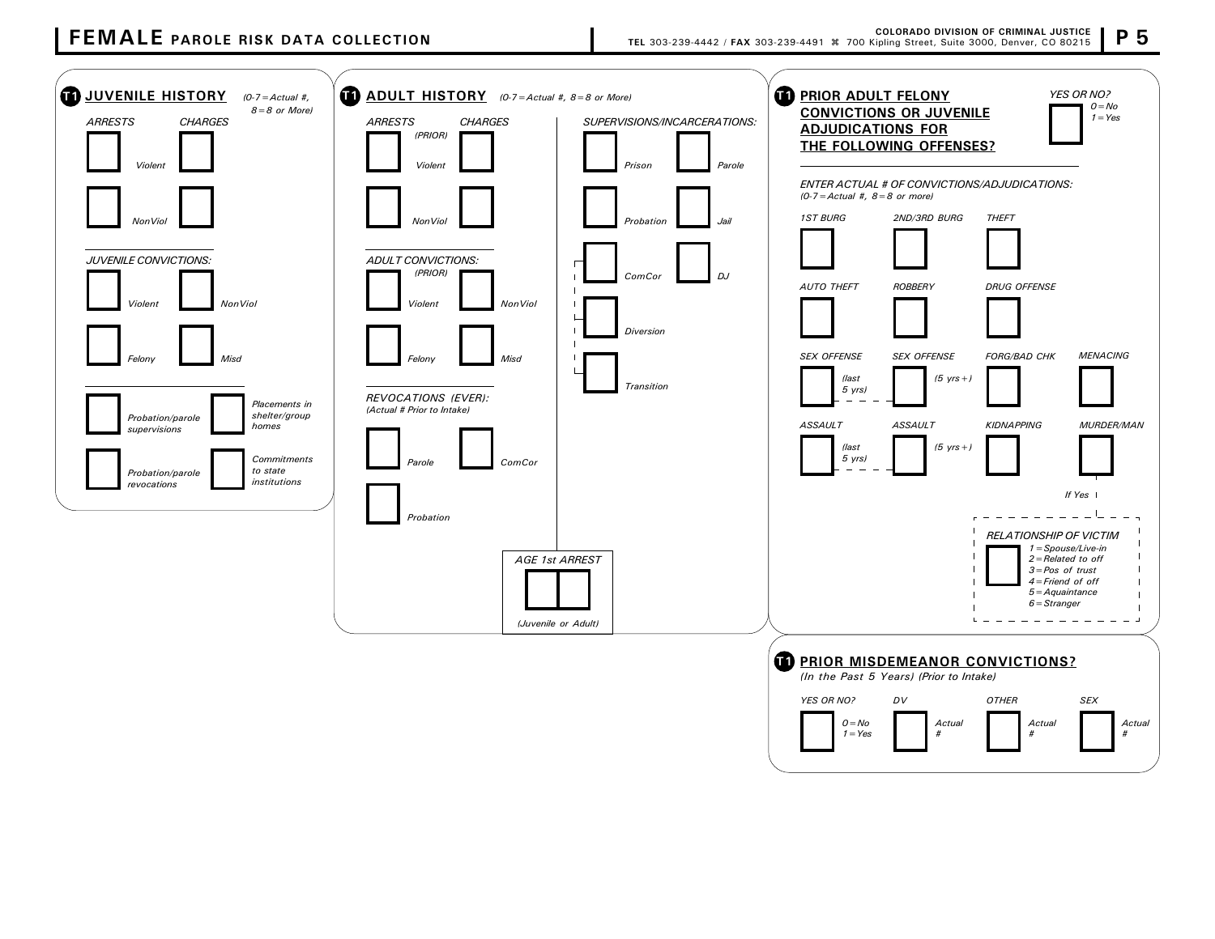# FEMALE PAROLE RISK DATA COLLECTION

**COLORADO DIVISION OF CRIMINAL JUSTICE**
**TEL** 303-239-4442 / **FAX** 303-239-4491 ⌘ 700 Kipling Street, Suite 3000, Denver, CO 80215

**P 5**

## T1 JUVENILE HISTORY

*(0-7 = Actual #, 8 = 8 or More)*

| ARRESTS | CHARGES |
| --- | --- |
| Violent | |
| NonViol | |

*JUVENILE CONVICTIONS:*

- Violent
- NonViol
- Felony
- Misd

- Probation/parole supervisions
- Placements in shelter/group homes
- Probation/parole revocations
- Commitments to state institutions

## T1 ADULT HISTORY

*(0-7 = Actual #, 8 = 8 or More)*

| ARRESTS (PRIOR) | CHARGES |
| --- | --- |
| Violent | |
| NonViol | |

*ADULT CONVICTIONS: (PRIOR)*

- Violent
- NonViol
- Felony
- Misd

*REVOCATIONS (EVER): (Actual # Prior to Intake)*

- Parole
- ComCor
- Probation

*SUPERVISIONS/INCARCERATIONS:*

- Prison
- Parole
- Probation
- Jail
- ComCor
- DJ
- Diversion
- Transition

AGE 1st ARREST

*(Juvenile or Adult)*

## T1 PRIOR ADULT FELONY CONVICTIONS OR JUVENILE ADJUDICATIONS FOR THE FOLLOWING OFFENSES?

*YES OR NO? 0 = No 1 = Yes*

*ENTER ACTUAL # OF CONVICTIONS/ADJUDICATIONS: (0-7 = Actual #, 8 = 8 or more)*

- 1ST BURG
- 2ND/3RD BURG
- THEFT
- AUTO THEFT
- ROBBERY
- DRUG OFFENSE
- SEX OFFENSE (last 5 yrs)
- SEX OFFENSE (5 yrs+)
- FORG/BAD CHK
- MENACING
- ASSAULT (last 5 yrs)
- ASSAULT (5 yrs+)
- KIDNAPPING
- MURDER/MAN

*If Yes*

*RELATIONSHIP OF VICTIM*

- 1 = Spouse/Live-in
- 2 = Related to off
- 3 = Pos of trust
- 4 = Friend of off
- 5 = Aquaintance
- 6 = Stranger

## T1 PRIOR MISDEMEANOR CONVICTIONS?

*(In the Past 5 Years) (Prior to Intake)*

| YES OR NO? | DV | OTHER | SEX |
| --- | --- | --- | --- |
| 0 = No 1 = Yes | Actual # | Actual # | Actual # |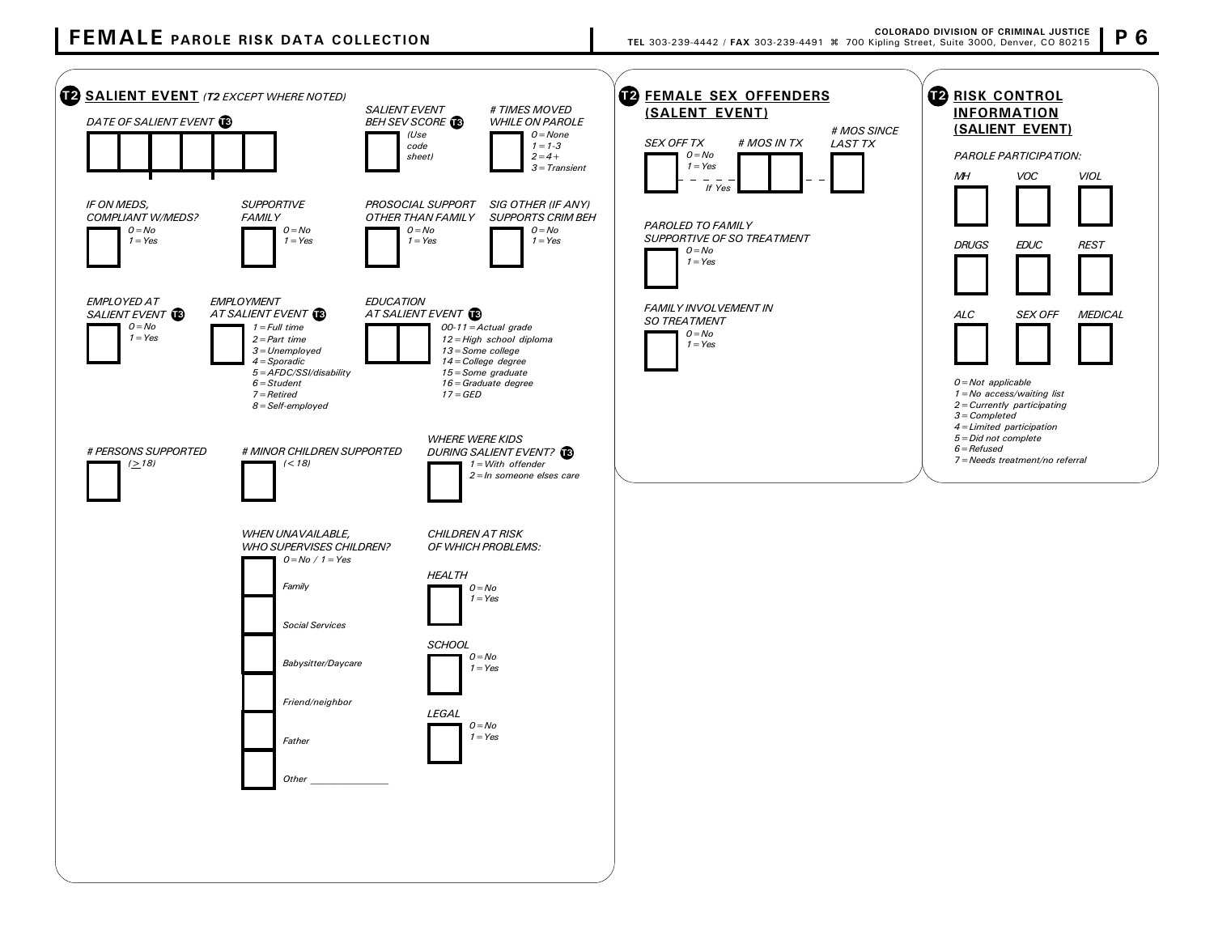# FEMALE PAROLE RISK DATA COLLECTION

## T2 SALIENT EVENT *(T2 EXCEPT WHERE NOTED)*

*DATE OF SALIENT EVENT* T3

*SALIENT EVENT BEH SEV SCORE* T3
*(Use code sheet)*

*# TIMES MOVED WHILE ON PAROLE*
*0 = None*
*1 = 1-3*
*2 = 4+*
*3 = Transient*

*IF ON MEDS, COMPLIANT W/MEDS?*
*0 = No*
*1 = Yes*

*SUPPORTIVE FAMILY*
*0 = No*
*1 = Yes*

*PROSOCIAL SUPPORT OTHER THAN FAMILY*
*0 = No*
*1 = Yes*

*SIG OTHER (IF ANY) SUPPORTS CRIM BEH*
*0 = No*
*1 = Yes*

*EMPLOYED AT SALIENT EVENT* T3
*0 = No*
*1 = Yes*

*EMPLOYMENT AT SALIENT EVENT* T3
*1 = Full time*
*2 = Part time*
*3 = Unemployed*
*4 = Sporadic*
*5 = AFDC/SSI/disability*
*6 = Student*
*7 = Retired*
*8 = Self-employed*

*EDUCATION AT SALIENT EVENT* T3
*00-11 = Actual grade*
*12 = High school diploma*
*13 = Some college*
*14 = College degree*
*15 = Some graduate*
*16 = Graduate degree*
*17 = GED*

*# PERSONS SUPPORTED* *(≥ 18)*

*# MINOR CHILDREN SUPPORTED* *(< 18)*

*WHERE WERE KIDS DURING SALIENT EVENT?* T3
*1 = With offender*
*2 = In someone elses care*

*WHEN UNAVAILABLE, WHO SUPERVISES CHILDREN?*
*0 = No / 1 = Yes*
- *Family*
- *Social Services*
- *Babysitter/Daycare*
- *Friend/neighbor*
- *Father*
- *Other* ______________

*CHILDREN AT RISK OF WHICH PROBLEMS:*

*HEALTH*
*0 = No*
*1 = Yes*

*SCHOOL*
*0 = No*
*1 = Yes*

*LEGAL*
*0 = No*
*1 = Yes*

## T2 FEMALE SEX OFFENDERS (SALIENT EVENT)

*SEX OFF TX*
*0 = No*
*1 = Yes*

*# MOS IN TX* *(If Yes)*

*# MOS SINCE LAST TX*

*PAROLED TO FAMILY SUPPORTIVE OF SO TREATMENT*
*0 = No*
*1 = Yes*

*FAMILY INVOLVEMENT IN SO TREATMENT*
*0 = No*
*1 = Yes*

## T2 RISK CONTROL INFORMATION (SALIENT EVENT)

*PAROLE PARTICIPATION:*

*MH* | *VOC* | *VIOL*
*DRUGS* | *EDUC* | *REST*
*ALC* | *SEX OFF* | *MEDICAL*

*0 = Not applicable*
*1 = No access/waiting list*
*2 = Currently participating*
*3 = Completed*
*4 = Limited participation*
*5 = Did not complete*
*6 = Refused*
*7 = Needs treatment/no referral*